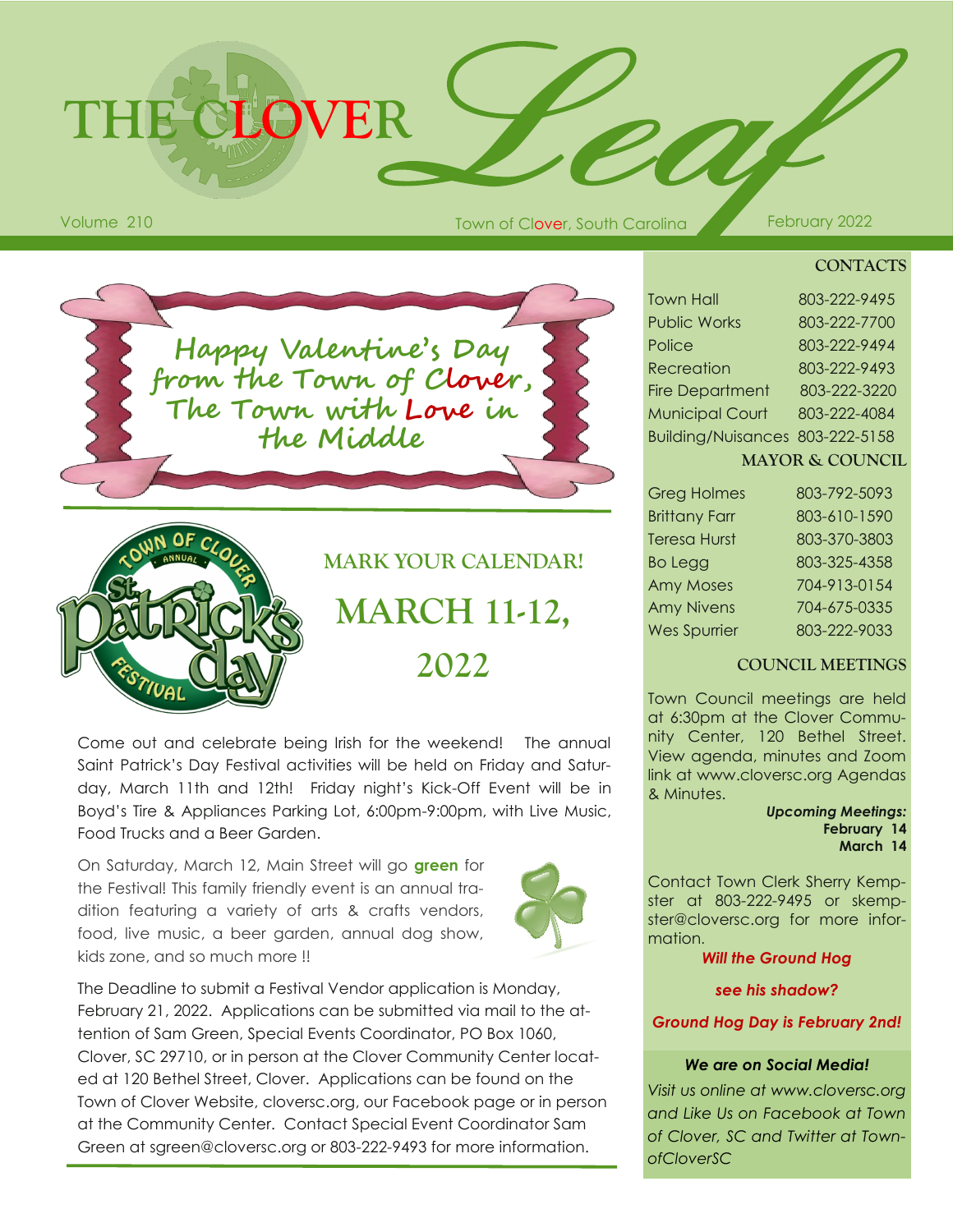# THE CLOVER *Leaf*

Volume 210 — Town of Clover, South Carolina — February 2022

**Happy Valentine's Day from the Town of Clover, The Town with Love in the Middle**

## MARK YOUR CALENDAR!

## MARCH 11-12, 2022

Come out and celebrate being Irish for the weekend! The annual Saint Patrick's Day Festival activities will be held on Friday and Saturday, March 11th and 12th! Friday night's Kick-Off Event will be in Boyd's Tire & Appliances Parking Lot, 6:00pm-9:00pm, with Live Music, Food Trucks and a Beer Garden.

On Saturday, March 12, Main Street will go **green** for the Festival! This family friendly event is an annual tradition featuring a variety of arts & crafts vendors, food, live music, a beer garden, annual dog show, kids zone, and so much more !!

The Deadline to submit a Festival Vendor application is Monday, February 21, 2022. Applications can be submitted via mail to the attention of Sam Green, Special Events Coordinator, PO Box 1060, Clover, SC 29710, or in person at the Clover Community Center located at 120 Bethel Street, Clover. Applications can be found on the Town of Clover Website, cloversc.org, our Facebook page or in person at the Community Center. Contact Special Event Coordinator Sam Green at sgreen@cloversc.org or 803-222-9493 for more information.

### CONTACTS

| | |
|---|---|
| Town Hall | 803-222-9495 |
| Public Works | 803-222-7700 |
| Police | 803-222-9494 |
| Recreation | 803-222-9493 |
| Fire Department | 803-222-3220 |
| Municipal Court | 803-222-4084 |
| Building/Nuisances | 803-222-5158 |

### MAYOR & COUNCIL

| | |
|---|---|
| Greg Holmes | 803-792-5093 |
| Brittany Farr | 803-610-1590 |
| Teresa Hurst | 803-370-3803 |
| Bo Legg | 803-325-4358 |
| Amy Moses | 704-913-0154 |
| Amy Nivens | 704-675-0335 |
| Wes Spurrier | 803-222-9033 |

### COUNCIL MEETINGS

Town Council meetings are held at 6:30pm at the Clover Community Center, 120 Bethel Street. View agenda, minutes and Zoom link at www.cloversc.org Agendas & Minutes.

***Upcoming Meetings:***
**February 14**
**March 14**

Contact Town Clerk Sherry Kempster at 803-222-9495 or skempster@cloversc.org for more information.

***Will the Ground Hog see his shadow?***

***Ground Hog Day is February 2nd!***

***We are on Social Media!***

*Visit us online at www.cloversc.org and Like Us on Facebook at Town of Clover, SC and Twitter at TownofCloverSC*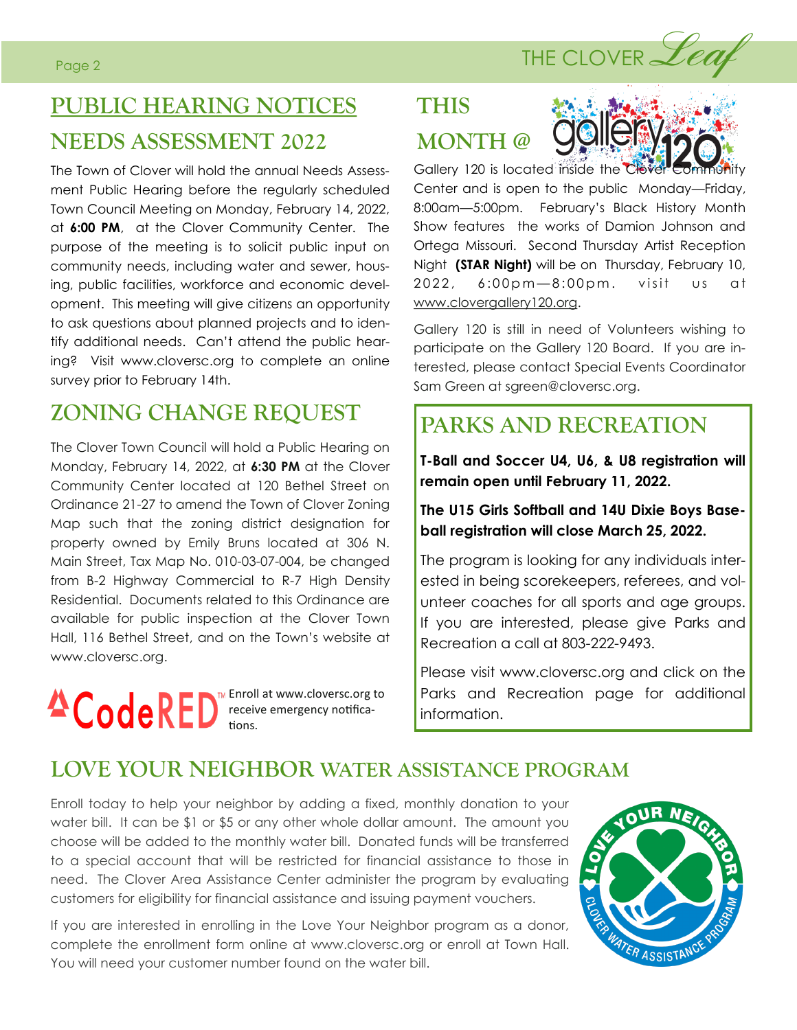## PUBLIC HEARING NOTICES

## NEEDS ASSESSMENT 2022

The Town of Clover will hold the annual Needs Assessment Public Hearing before the regularly scheduled Town Council Meeting on Monday, February 14, 2022, at **6:00 PM**, at the Clover Community Center. The purpose of the meeting is to solicit public input on community needs, including water and sewer, housing, public facilities, workforce and economic development. This meeting will give citizens an opportunity to ask questions about planned projects and to identify additional needs. Can't attend the public hearing? Visit www.cloversc.org to complete an online survey prior to February 14th.

## ZONING CHANGE REQUEST

The Clover Town Council will hold a Public Hearing on Monday, February 14, 2022, at **6:30 PM** at the Clover Community Center located at 120 Bethel Street on Ordinance 21-27 to amend the Town of Clover Zoning Map such that the zoning district designation for property owned by Emily Bruns located at 306 N. Main Street, Tax Map No. 010-03-07-004, be changed from B-2 Highway Commercial to R-7 High Density Residential. Documents related to this Ordinance are available for public inspection at the Clover Town Hall, 116 Bethel Street, and on the Town's website at www.cloversc.org.

CodeRED™ Enroll at www.cloversc.org to receive emergency notifications.

## THIS MONTH @ gallery120

Gallery 120 is located inside the Clover Community Center and is open to the public Monday—Friday, 8:00am—5:00pm. February's Black History Month Show features the works of Damion Johnson and Ortega Missouri. Second Thursday Artist Reception Night **(STAR Night)** will be on Thursday, February 10, 2022, 6:00pm—8:00pm. visit us at www.clovergallery120.org.

Gallery 120 is still in need of Volunteers wishing to participate on the Gallery 120 Board. If you are interested, please contact Special Events Coordinator Sam Green at sgreen@cloversc.org.

## PARKS AND RECREATION

**T-Ball and Soccer U4, U6, & U8 registration will remain open until February 11, 2022.**

**The U15 Girls Softball and 14U Dixie Boys Baseball registration will close March 25, 2022.**

The program is looking for any individuals interested in being scorekeepers, referees, and volunteer coaches for all sports and age groups. If you are interested, please give Parks and Recreation a call at 803-222-9493.

Please visit www.cloversc.org and click on the Parks and Recreation page for additional information.

## LOVE YOUR NEIGHBOR WATER ASSISTANCE PROGRAM

Enroll today to help your neighbor by adding a fixed, monthly donation to your water bill. It can be $1 or $5 or any other whole dollar amount. The amount you choose will be added to the monthly water bill. Donated funds will be transferred to a special account that will be restricted for financial assistance to those in need. The Clover Area Assistance Center administer the program by evaluating customers for eligibility for financial assistance and issuing payment vouchers.

If you are interested in enrolling in the Love Your Neighbor program as a donor, complete the enrollment form online at www.cloversc.org or enroll at Town Hall. You will need your customer number found on the water bill.